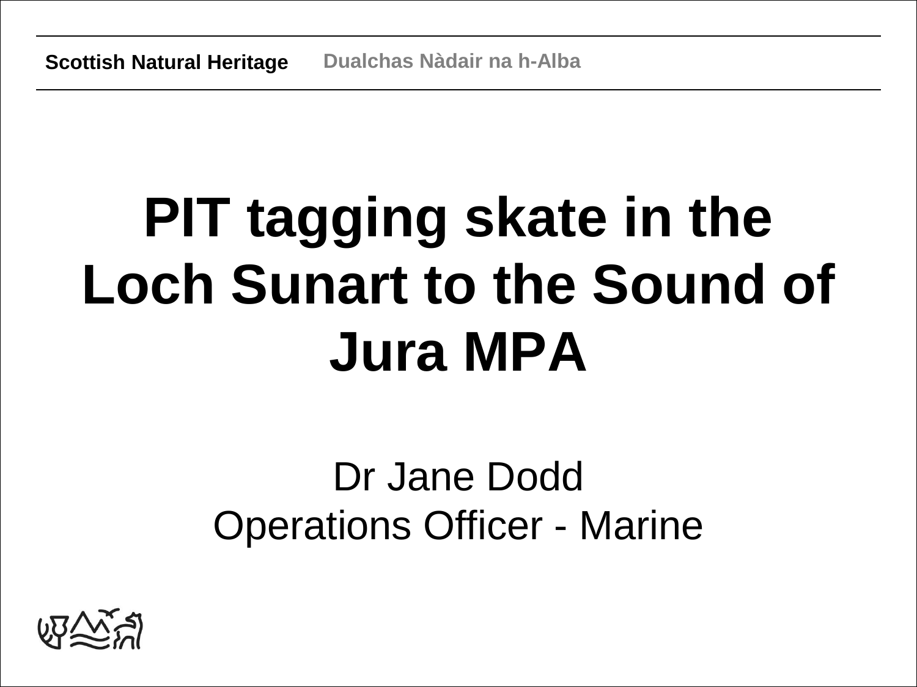Scottish Natural Heritage Dualchas Nàdair na h-Alba

# PIT tagging skate in the Loch Sunart to the Sound of Jura MPA

Dr Jane Dodd
Operations Officer - Marine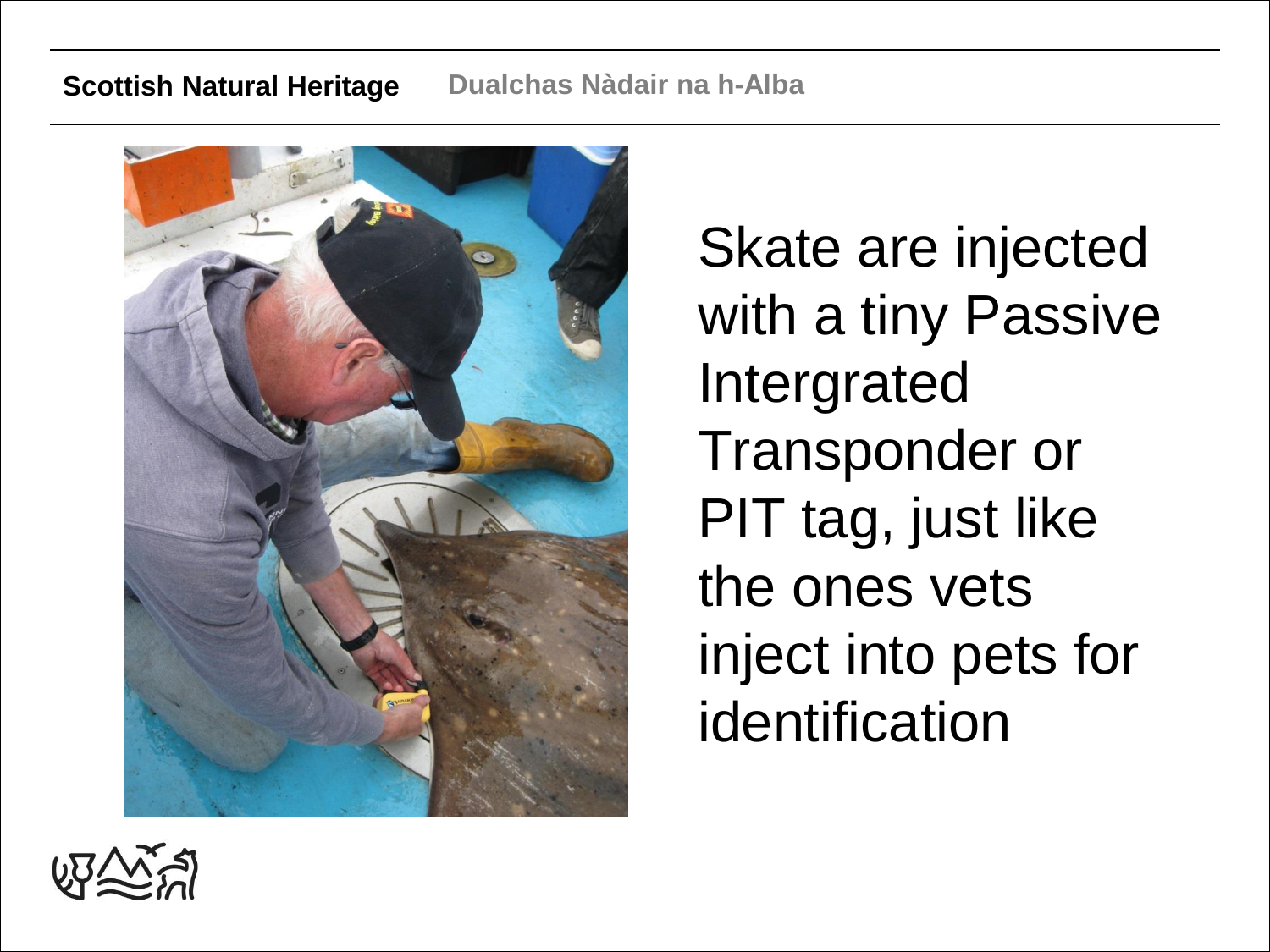Skate are injected with a tiny Passive Intergrated Transponder or PIT tag, just like the ones vets inject into pets for identification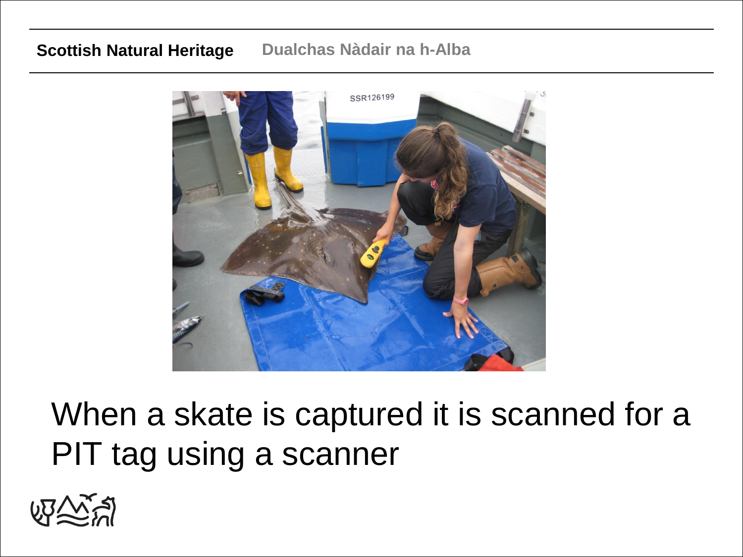When a skate is captured it is scanned for a PIT tag using a scanner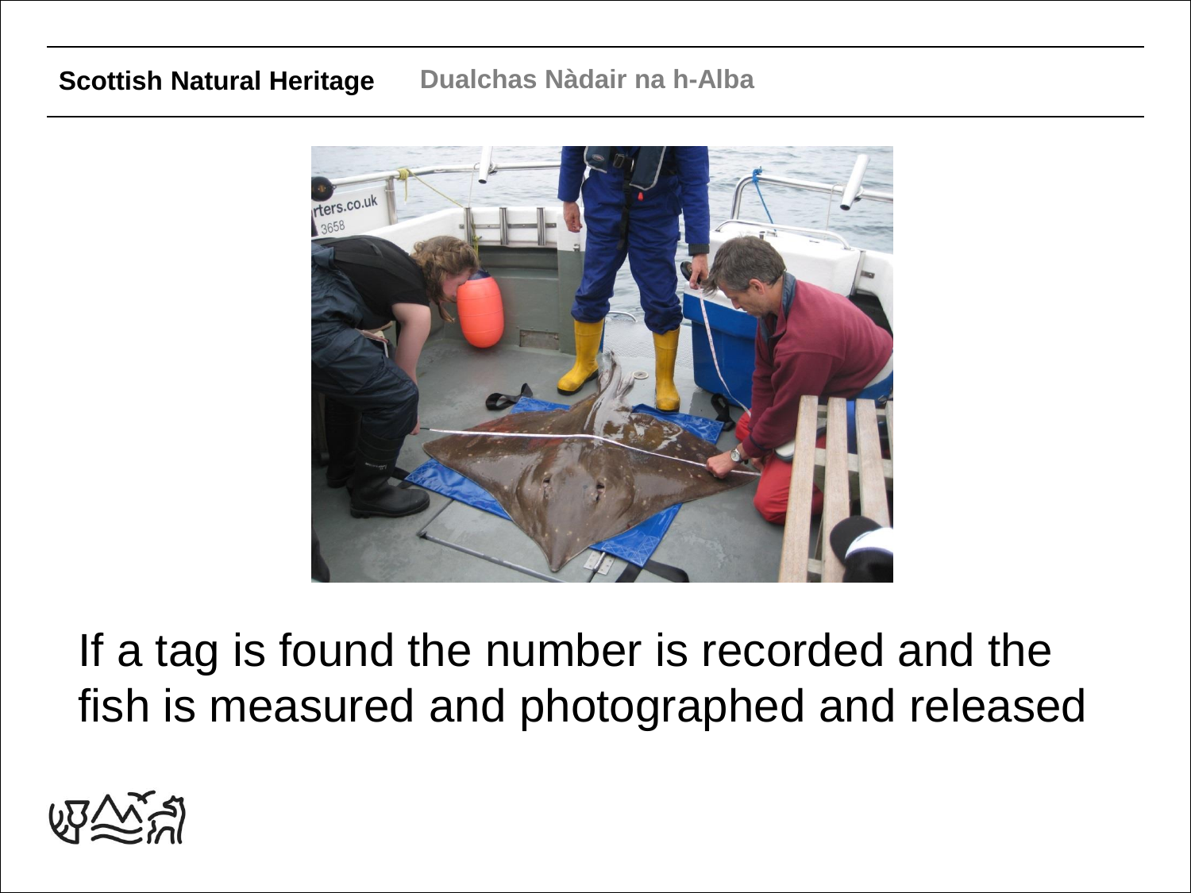If a tag is found the number is recorded and the fish is measured and photographed and released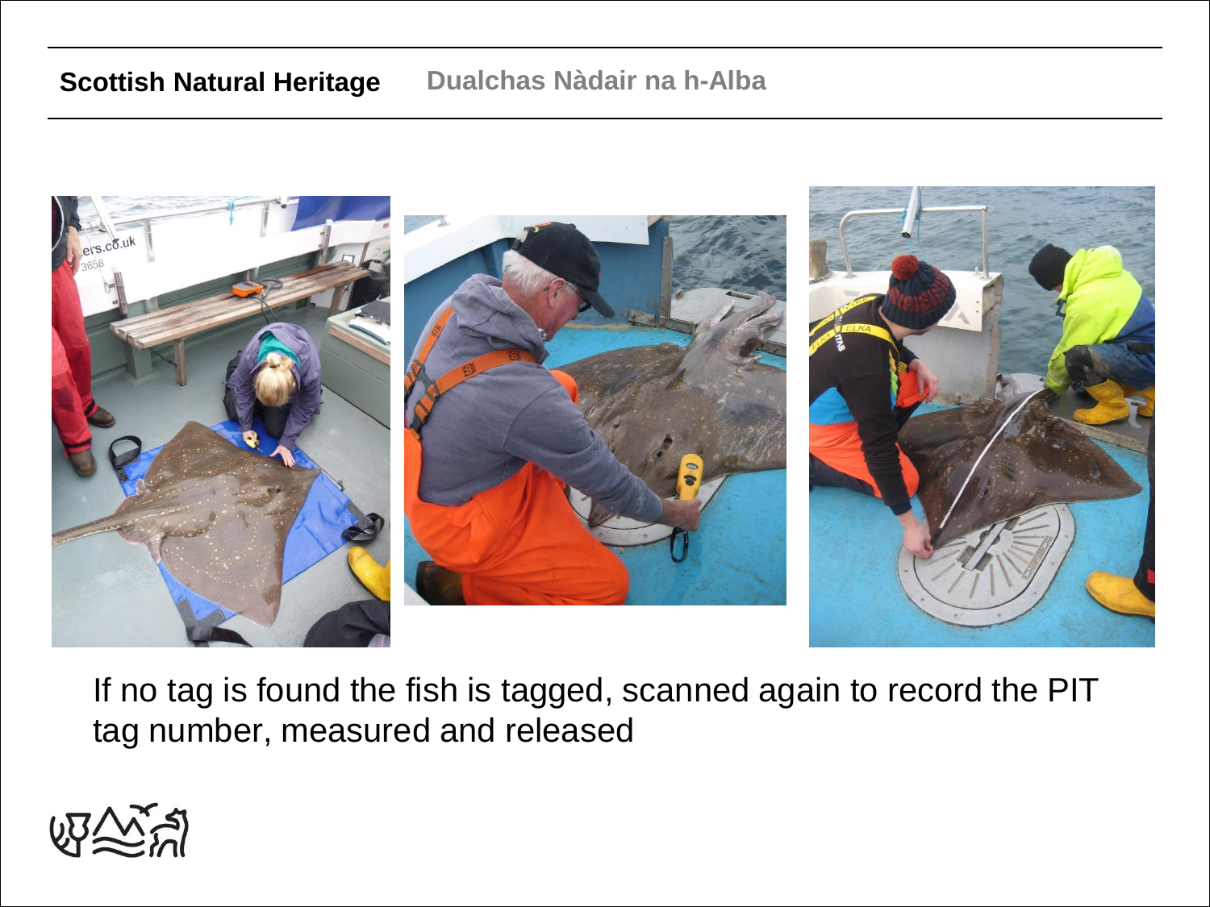If no tag is found the fish is tagged, scanned again to record the PIT tag number, measured and released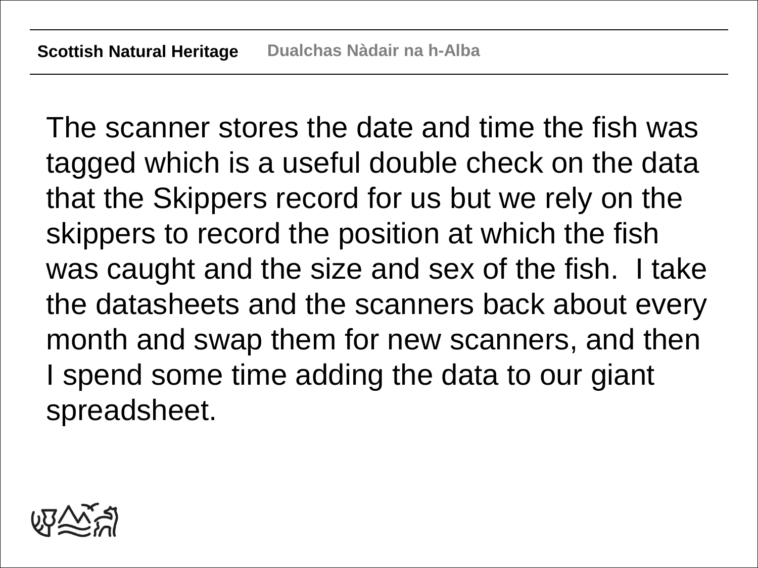The scanner stores the date and time the fish was tagged which is a useful double check on the data that the Skippers record for us but we rely on the skippers to record the position at which the fish was caught and the size and sex of the fish. I take the datasheets and the scanners back about every month and swap them for new scanners, and then I spend some time adding the data to our giant spreadsheet.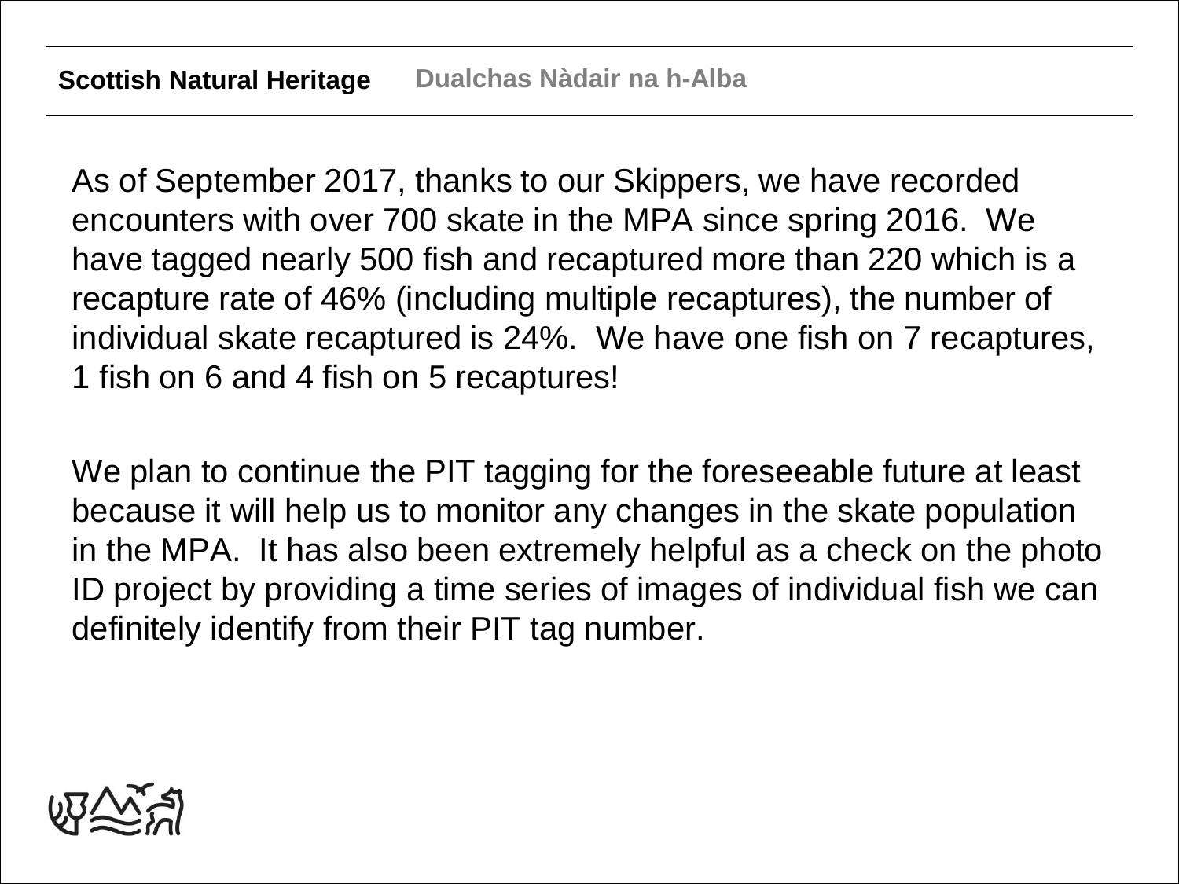As of September 2017, thanks to our Skippers, we have recorded encounters with over 700 skate in the MPA since spring 2016. We have tagged nearly 500 fish and recaptured more than 220 which is a recapture rate of 46% (including multiple recaptures), the number of individual skate recaptured is 24%. We have one fish on 7 recaptures, 1 fish on 6 and 4 fish on 5 recaptures!

We plan to continue the PIT tagging for the foreseeable future at least because it will help us to monitor any changes in the skate population in the MPA. It has also been extremely helpful as a check on the photo ID project by providing a time series of images of individual fish we can definitely identify from their PIT tag number.